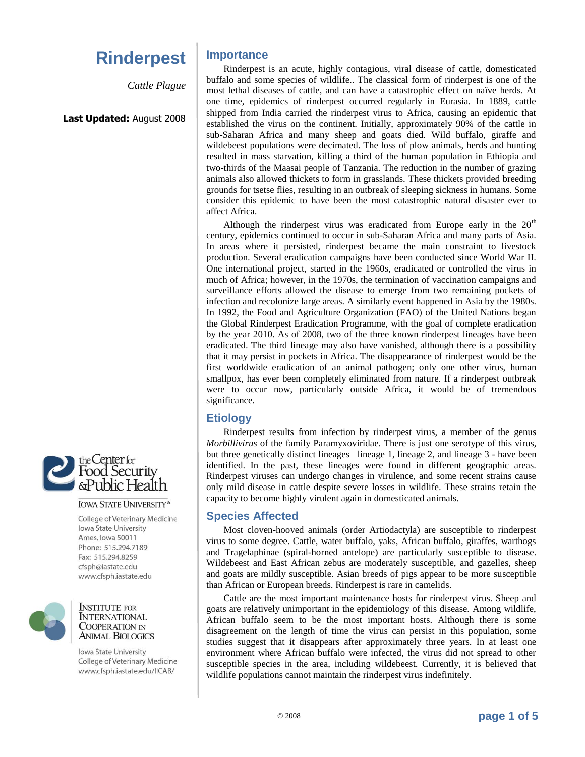# Rinderpest

*Cattle Plague*

**Last Updated:** August 2008

the Center for Food Security & Public Health

IOWA STATE UNIVERSITY®

College of Veterinary Medicine
Iowa State University
Ames, Iowa 50011
Phone: 515.294.7189
Fax: 515.294.8259
cfsph@iastate.edu
www.cfsph.iastate.edu

INSTITUTE FOR INTERNATIONAL COOPERATION IN ANIMAL BIOLOGICS

Iowa State University
College of Veterinary Medicine
www.cfsph.iastate.edu/IICAB/

## Importance

Rinderpest is an acute, highly contagious, viral disease of cattle, domesticated buffalo and some species of wildlife.. The classical form of rinderpest is one of the most lethal diseases of cattle, and can have a catastrophic effect on naïve herds. At one time, epidemics of rinderpest occurred regularly in Eurasia. In 1889, cattle shipped from India carried the rinderpest virus to Africa, causing an epidemic that established the virus on the continent. Initially, approximately 90% of the cattle in sub-Saharan Africa and many sheep and goats died. Wild buffalo, giraffe and wildebeest populations were decimated. The loss of plow animals, herds and hunting resulted in mass starvation, killing a third of the human population in Ethiopia and two-thirds of the Maasai people of Tanzania. The reduction in the number of grazing animals also allowed thickets to form in grasslands. These thickets provided breeding grounds for tsetse flies, resulting in an outbreak of sleeping sickness in humans. Some consider this epidemic to have been the most catastrophic natural disaster ever to affect Africa.

Although the rinderpest virus was eradicated from Europe early in the 20th century, epidemics continued to occur in sub-Saharan Africa and many parts of Asia. In areas where it persisted, rinderpest became the main constraint to livestock production. Several eradication campaigns have been conducted since World War II. One international project, started in the 1960s, eradicated or controlled the virus in much of Africa; however, in the 1970s, the termination of vaccination campaigns and surveillance efforts allowed the disease to emerge from two remaining pockets of infection and recolonize large areas. A similarly event happened in Asia by the 1980s. In 1992, the Food and Agriculture Organization (FAO) of the United Nations began the Global Rinderpest Eradication Programme, with the goal of complete eradication by the year 2010. As of 2008, two of the three known rinderpest lineages have been eradicated. The third lineage may also have vanished, although there is a possibility that it may persist in pockets in Africa. The disappearance of rinderpest would be the first worldwide eradication of an animal pathogen; only one other virus, human smallpox, has ever been completely eliminated from nature. If a rinderpest outbreak were to occur now, particularly outside Africa, it would be of tremendous significance.

## Etiology

Rinderpest results from infection by rinderpest virus, a member of the genus *Morbillivirus* of the family Paramyxoviridae. There is just one serotype of this virus, but three genetically distinct lineages –lineage 1, lineage 2, and lineage 3 - have been identified. In the past, these lineages were found in different geographic areas. Rinderpest viruses can undergo changes in virulence, and some recent strains cause only mild disease in cattle despite severe losses in wildlife. These strains retain the capacity to become highly virulent again in domesticated animals.

## Species Affected

Most cloven-hooved animals (order Artiodactyla) are susceptible to rinderpest virus to some degree. Cattle, water buffalo, yaks, African buffalo, giraffes, warthogs and Tragelaphinae (spiral-horned antelope) are particularly susceptible to disease. Wildebeest and East African zebus are moderately susceptible, and gazelles, sheep and goats are mildly susceptible. Asian breeds of pigs appear to be more susceptible than African or European breeds. Rinderpest is rare in camelids.

Cattle are the most important maintenance hosts for rinderpest virus. Sheep and goats are relatively unimportant in the epidemiology of this disease. Among wildlife, African buffalo seem to be the most important hosts. Although there is some disagreement on the length of time the virus can persist in this population, some studies suggest that it disappears after approximately three years. In at least one environment where African buffalo were infected, the virus did not spread to other susceptible species in the area, including wildebeest. Currently, it is believed that wildlife populations cannot maintain the rinderpest virus indefinitely.

© 2008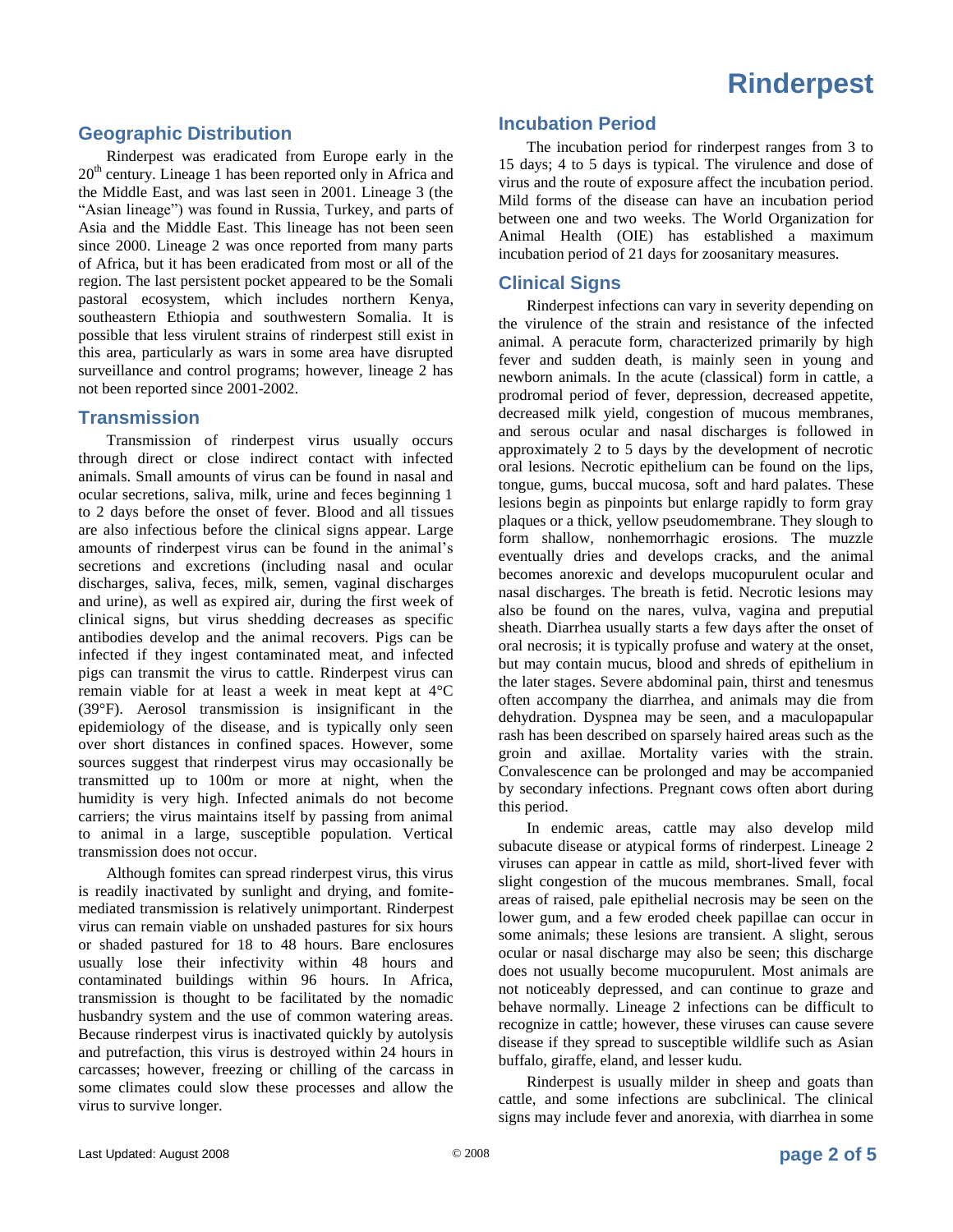## Geographic Distribution

Rinderpest was eradicated from Europe early in the 20th century. Lineage 1 has been reported only in Africa and the Middle East, and was last seen in 2001. Lineage 3 (the "Asian lineage") was found in Russia, Turkey, and parts of Asia and the Middle East. This lineage has not been seen since 2000. Lineage 2 was once reported from many parts of Africa, but it has been eradicated from most or all of the region. The last persistent pocket appeared to be the Somali pastoral ecosystem, which includes northern Kenya, southeastern Ethiopia and southwestern Somalia. It is possible that less virulent strains of rinderpest still exist in this area, particularly as wars in some area have disrupted surveillance and control programs; however, lineage 2 has not been reported since 2001-2002.

## Transmission

Transmission of rinderpest virus usually occurs through direct or close indirect contact with infected animals. Small amounts of virus can be found in nasal and ocular secretions, saliva, milk, urine and feces beginning 1 to 2 days before the onset of fever. Blood and all tissues are also infectious before the clinical signs appear. Large amounts of rinderpest virus can be found in the animal's secretions and excretions (including nasal and ocular discharges, saliva, feces, milk, semen, vaginal discharges and urine), as well as expired air, during the first week of clinical signs, but virus shedding decreases as specific antibodies develop and the animal recovers. Pigs can be infected if they ingest contaminated meat, and infected pigs can transmit the virus to cattle. Rinderpest virus can remain viable for at least a week in meat kept at 4°C (39°F). Aerosol transmission is insignificant in the epidemiology of the disease, and is typically only seen over short distances in confined spaces. However, some sources suggest that rinderpest virus may occasionally be transmitted up to 100m or more at night, when the humidity is very high. Infected animals do not become carriers; the virus maintains itself by passing from animal to animal in a large, susceptible population. Vertical transmission does not occur.

Although fomites can spread rinderpest virus, this virus is readily inactivated by sunlight and drying, and fomite-mediated transmission is relatively unimportant. Rinderpest virus can remain viable on unshaded pastures for six hours or shaded pastured for 18 to 48 hours. Bare enclosures usually lose their infectivity within 48 hours and contaminated buildings within 96 hours. In Africa, transmission is thought to be facilitated by the nomadic husbandry system and the use of common watering areas. Because rinderpest virus is inactivated quickly by autolysis and putrefaction, this virus is destroyed within 24 hours in carcasses; however, freezing or chilling of the carcass in some climates could slow these processes and allow the virus to survive longer.

## Incubation Period

The incubation period for rinderpest ranges from 3 to 15 days; 4 to 5 days is typical. The virulence and dose of virus and the route of exposure affect the incubation period. Mild forms of the disease can have an incubation period between one and two weeks. The World Organization for Animal Health (OIE) has established a maximum incubation period of 21 days for zoosanitary measures.

## Clinical Signs

Rinderpest infections can vary in severity depending on the virulence of the strain and resistance of the infected animal. A peracute form, characterized primarily by high fever and sudden death, is mainly seen in young and newborn animals. In the acute (classical) form in cattle, a prodromal period of fever, depression, decreased appetite, decreased milk yield, congestion of mucous membranes, and serous ocular and nasal discharges is followed in approximately 2 to 5 days by the development of necrotic oral lesions. Necrotic epithelium can be found on the lips, tongue, gums, buccal mucosa, soft and hard palates. These lesions begin as pinpoints but enlarge rapidly to form gray plaques or a thick, yellow pseudomembrane. They slough to form shallow, nonhemorrhagic erosions. The muzzle eventually dries and develops cracks, and the animal becomes anorexic and develops mucopurulent ocular and nasal discharges. The breath is fetid. Necrotic lesions may also be found on the nares, vulva, vagina and preputial sheath. Diarrhea usually starts a few days after the onset of oral necrosis; it is typically profuse and watery at the onset, but may contain mucus, blood and shreds of epithelium in the later stages. Severe abdominal pain, thirst and tenesmus often accompany the diarrhea, and animals may die from dehydration. Dyspnea may be seen, and a maculopapular rash has been described on sparsely haired areas such as the groin and axillae. Mortality varies with the strain. Convalescence can be prolonged and may be accompanied by secondary infections. Pregnant cows often abort during this period.

In endemic areas, cattle may also develop mild subacute disease or atypical forms of rinderpest. Lineage 2 viruses can appear in cattle as mild, short-lived fever with slight congestion of the mucous membranes. Small, focal areas of raised, pale epithelial necrosis may be seen on the lower gum, and a few eroded cheek papillae can occur in some animals; these lesions are transient. A slight, serous ocular or nasal discharge may also be seen; this discharge does not usually become mucopurulent. Most animals are not noticeably depressed, and can continue to graze and behave normally. Lineage 2 infections can be difficult to recognize in cattle; however, these viruses can cause severe disease if they spread to susceptible wildlife such as Asian buffalo, giraffe, eland, and lesser kudu.

Rinderpest is usually milder in sheep and goats than cattle, and some infections are subclinical. The clinical signs may include fever and anorexia, with diarrhea in some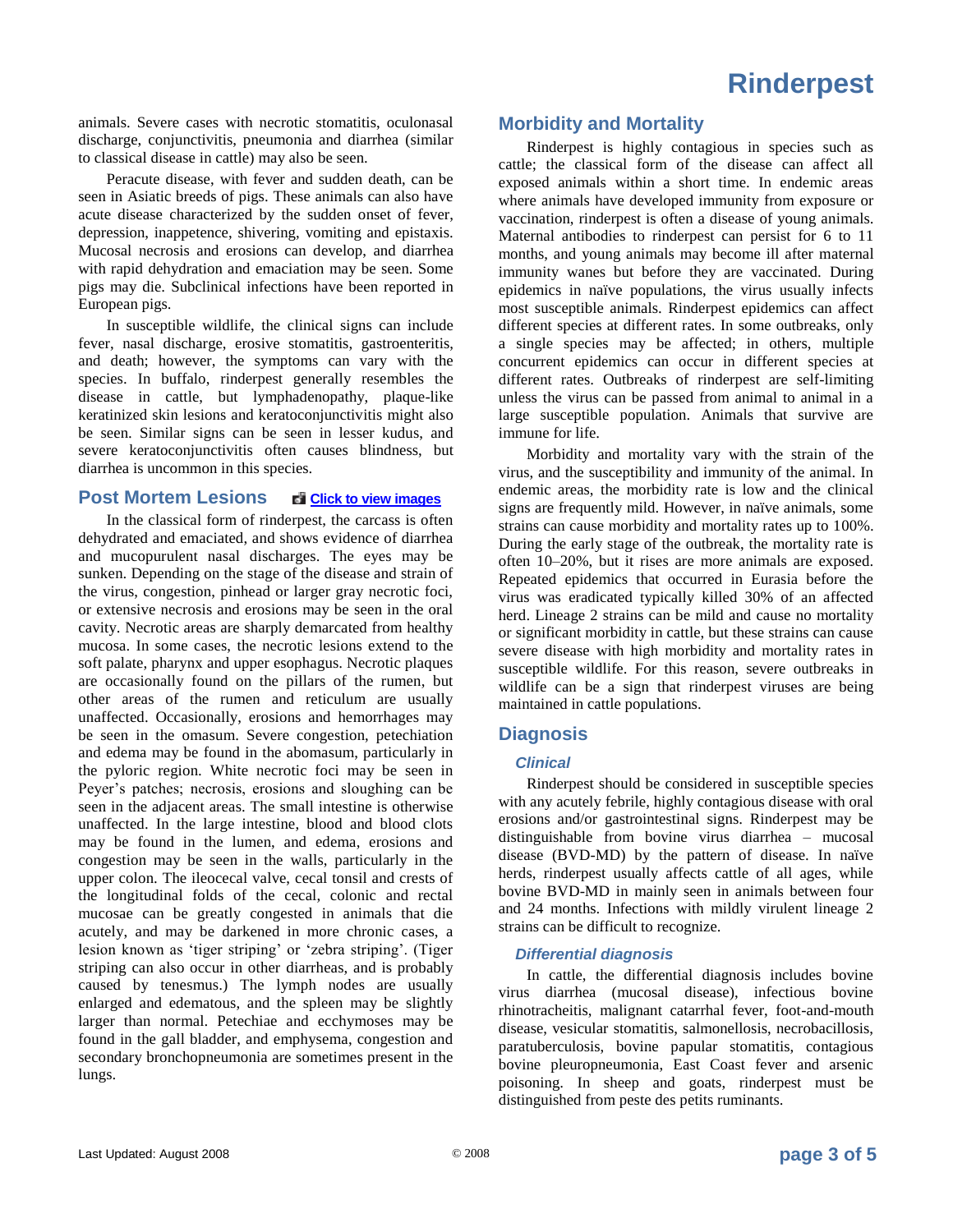animals. Severe cases with necrotic stomatitis, oculonasal discharge, conjunctivitis, pneumonia and diarrhea (similar to classical disease in cattle) may also be seen.

Peracute disease, with fever and sudden death, can be seen in Asiatic breeds of pigs. These animals can also have acute disease characterized by the sudden onset of fever, depression, inappetence, shivering, vomiting and epistaxis. Mucosal necrosis and erosions can develop, and diarrhea with rapid dehydration and emaciation may be seen. Some pigs may die. Subclinical infections have been reported in European pigs.

In susceptible wildlife, the clinical signs can include fever, nasal discharge, erosive stomatitis, gastroenteritis, and death; however, the symptoms can vary with the species. In buffalo, rinderpest generally resembles the disease in cattle, but lymphadenopathy, plaque-like keratinized skin lesions and keratoconjunctivitis might also be seen. Similar signs can be seen in lesser kudus, and severe keratoconjunctivitis often causes blindness, but diarrhea is uncommon in this species.

## Post Mortem Lesions

**Click to view images**

In the classical form of rinderpest, the carcass is often dehydrated and emaciated, and shows evidence of diarrhea and mucopurulent nasal discharges. The eyes may be sunken. Depending on the stage of the disease and strain of the virus, congestion, pinhead or larger gray necrotic foci, or extensive necrosis and erosions may be seen in the oral cavity. Necrotic areas are sharply demarcated from healthy mucosa. In some cases, the necrotic lesions extend to the soft palate, pharynx and upper esophagus. Necrotic plaques are occasionally found on the pillars of the rumen, but other areas of the rumen and reticulum are usually unaffected. Occasionally, erosions and hemorrhages may be seen in the omasum. Severe congestion, petechiation and edema may be found in the abomasum, particularly in the pyloric region. White necrotic foci may be seen in Peyer's patches; necrosis, erosions and sloughing can be seen in the adjacent areas. The small intestine is otherwise unaffected. In the large intestine, blood and blood clots may be found in the lumen, and edema, erosions and congestion may be seen in the walls, particularly in the upper colon. The ileocecal valve, cecal tonsil and crests of the longitudinal folds of the cecal, colonic and rectal mucosae can be greatly congested in animals that die acutely, and may be darkened in more chronic cases, a lesion known as 'tiger striping' or 'zebra striping'. (Tiger striping can also occur in other diarrheas, and is probably caused by tenesmus.) The lymph nodes are usually enlarged and edematous, and the spleen may be slightly larger than normal. Petechiae and ecchymoses may be found in the gall bladder, and emphysema, congestion and secondary bronchopneumonia are sometimes present in the lungs.

## Morbidity and Mortality

Rinderpest is highly contagious in species such as cattle; the classical form of the disease can affect all exposed animals within a short time. In endemic areas where animals have developed immunity from exposure or vaccination, rinderpest is often a disease of young animals. Maternal antibodies to rinderpest can persist for 6 to 11 months, and young animals may become ill after maternal immunity wanes but before they are vaccinated. During epidemics in naïve populations, the virus usually infects most susceptible animals. Rinderpest epidemics can affect different species at different rates. In some outbreaks, only a single species may be affected; in others, multiple concurrent epidemics can occur in different species at different rates. Outbreaks of rinderpest are self-limiting unless the virus can be passed from animal to animal in a large susceptible population. Animals that survive are immune for life.

Morbidity and mortality vary with the strain of the virus, and the susceptibility and immunity of the animal. In endemic areas, the morbidity rate is low and the clinical signs are frequently mild. However, in naïve animals, some strains can cause morbidity and mortality rates up to 100%. During the early stage of the outbreak, the mortality rate is often 10–20%, but it rises are more animals are exposed. Repeated epidemics that occurred in Eurasia before the virus was eradicated typically killed 30% of an affected herd. Lineage 2 strains can be mild and cause no mortality or significant morbidity in cattle, but these strains can cause severe disease with high morbidity and mortality rates in susceptible wildlife. For this reason, severe outbreaks in wildlife can be a sign that rinderpest viruses are being maintained in cattle populations.

## Diagnosis

### *Clinical*

Rinderpest should be considered in susceptible species with any acutely febrile, highly contagious disease with oral erosions and/or gastrointestinal signs. Rinderpest may be distinguishable from bovine virus diarrhea – mucosal disease (BVD-MD) by the pattern of disease. In naïve herds, rinderpest usually affects cattle of all ages, while bovine BVD-MD in mainly seen in animals between four and 24 months. Infections with mildly virulent lineage 2 strains can be difficult to recognize.

### *Differential diagnosis*

In cattle, the differential diagnosis includes bovine virus diarrhea (mucosal disease), infectious bovine rhinotracheitis, malignant catarrhal fever, foot-and-mouth disease, vesicular stomatitis, salmonellosis, necrobacillosis, paratuberculosis, bovine papular stomatitis, contagious bovine pleuropneumonia, East Coast fever and arsenic poisoning. In sheep and goats, rinderpest must be distinguished from peste des petits ruminants.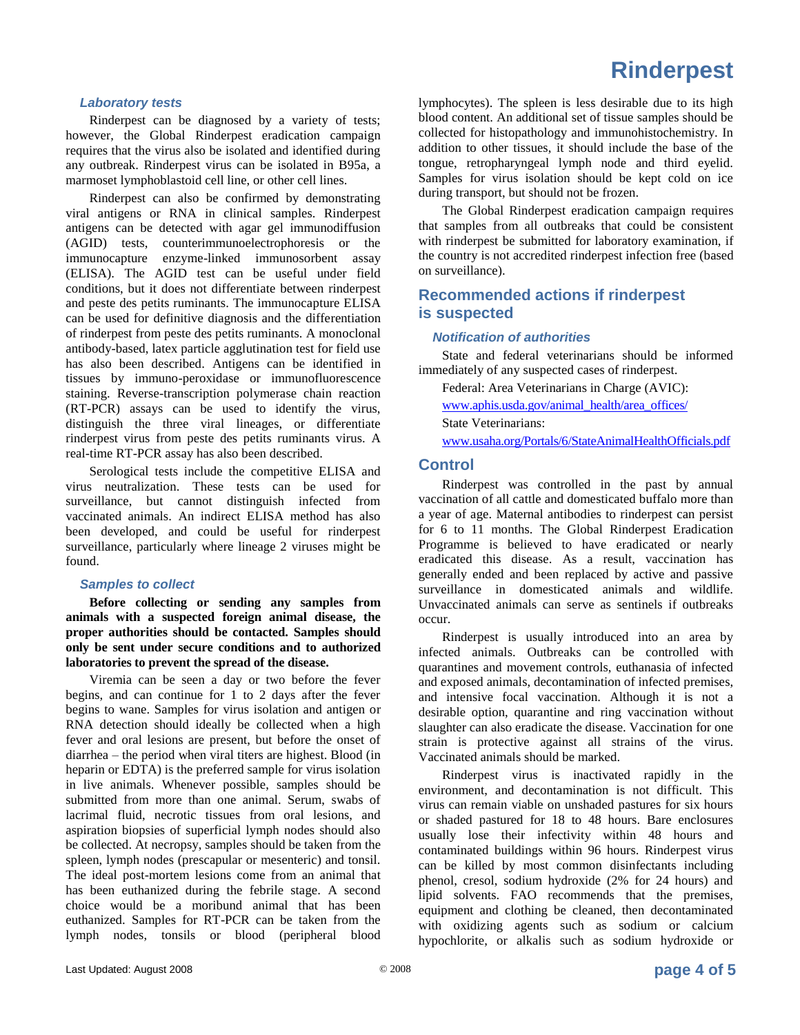### Laboratory tests

Rinderpest can be diagnosed by a variety of tests; however, the Global Rinderpest eradication campaign requires that the virus also be isolated and identified during any outbreak. Rinderpest virus can be isolated in B95a, a marmoset lymphoblastoid cell line, or other cell lines.

Rinderpest can also be confirmed by demonstrating viral antigens or RNA in clinical samples. Rinderpest antigens can be detected with agar gel immunodiffusion (AGID) tests, counterimmunoelectrophoresis or the immunocapture enzyme-linked immunosorbent assay (ELISA). The AGID test can be useful under field conditions, but it does not differentiate between rinderpest and peste des petits ruminants. The immunocapture ELISA can be used for definitive diagnosis and the differentiation of rinderpest from peste des petits ruminants. A monoclonal antibody-based, latex particle agglutination test for field use has also been described. Antigens can be identified in tissues by immuno-peroxidase or immunofluorescence staining. Reverse-transcription polymerase chain reaction (RT-PCR) assays can be used to identify the virus, distinguish the three viral lineages, or differentiate rinderpest virus from peste des petits ruminants virus. A real-time RT-PCR assay has also been described.

Serological tests include the competitive ELISA and virus neutralization. These tests can be used for surveillance, but cannot distinguish infected from vaccinated animals. An indirect ELISA method has also been developed, and could be useful for rinderpest surveillance, particularly where lineage 2 viruses might be found.

### Samples to collect

**Before collecting or sending any samples from animals with a suspected foreign animal disease, the proper authorities should be contacted. Samples should only be sent under secure conditions and to authorized laboratories to prevent the spread of the disease.**

Viremia can be seen a day or two before the fever begins, and can continue for 1 to 2 days after the fever begins to wane. Samples for virus isolation and antigen or RNA detection should ideally be collected when a high fever and oral lesions are present, but before the onset of diarrhea – the period when viral titers are highest. Blood (in heparin or EDTA) is the preferred sample for virus isolation in live animals. Whenever possible, samples should be submitted from more than one animal. Serum, swabs of lacrimal fluid, necrotic tissues from oral lesions, and aspiration biopsies of superficial lymph nodes should also be collected. At necropsy, samples should be taken from the spleen, lymph nodes (prescapular or mesenteric) and tonsil. The ideal post-mortem lesions come from an animal that has been euthanized during the febrile stage. A second choice would be a moribund animal that has been euthanized. Samples for RT-PCR can be taken from the lymph nodes, tonsils or blood (peripheral blood lymphocytes). The spleen is less desirable due to its high blood content. An additional set of tissue samples should be collected for histopathology and immunohistochemistry. In addition to other tissues, it should include the base of the tongue, retropharyngeal lymph node and third eyelid. Samples for virus isolation should be kept cold on ice during transport, but should not be frozen.

The Global Rinderpest eradication campaign requires that samples from all outbreaks that could be consistent with rinderpest be submitted for laboratory examination, if the country is not accredited rinderpest infection free (based on surveillance).

## Recommended actions if rinderpest is suspected

### Notification of authorities

State and federal veterinarians should be informed immediately of any suspected cases of rinderpest.

Federal: Area Veterinarians in Charge (AVIC):

www.aphis.usda.gov/animal_health/area_offices/

State Veterinarians:

www.usaha.org/Portals/6/StateAnimalHealthOfficials.pdf

## Control

Rinderpest was controlled in the past by annual vaccination of all cattle and domesticated buffalo more than a year of age. Maternal antibodies to rinderpest can persist for 6 to 11 months. The Global Rinderpest Eradication Programme is believed to have eradicated or nearly eradicated this disease. As a result, vaccination has generally ended and been replaced by active and passive surveillance in domesticated animals and wildlife. Unvaccinated animals can serve as sentinels if outbreaks occur.

Rinderpest is usually introduced into an area by infected animals. Outbreaks can be controlled with quarantines and movement controls, euthanasia of infected and exposed animals, decontamination of infected premises, and intensive focal vaccination. Although it is not a desirable option, quarantine and ring vaccination without slaughter can also eradicate the disease. Vaccination for one strain is protective against all strains of the virus. Vaccinated animals should be marked.

Rinderpest virus is inactivated rapidly in the environment, and decontamination is not difficult. This virus can remain viable on unshaded pastures for six hours or shaded pastured for 18 to 48 hours. Bare enclosures usually lose their infectivity within 48 hours and contaminated buildings within 96 hours. Rinderpest virus can be killed by most common disinfectants including phenol, cresol, sodium hydroxide (2% for 24 hours) and lipid solvents. FAO recommends that the premises, equipment and clothing be cleaned, then decontaminated with oxidizing agents such as sodium or calcium hypochlorite, or alkalis such as sodium hydroxide or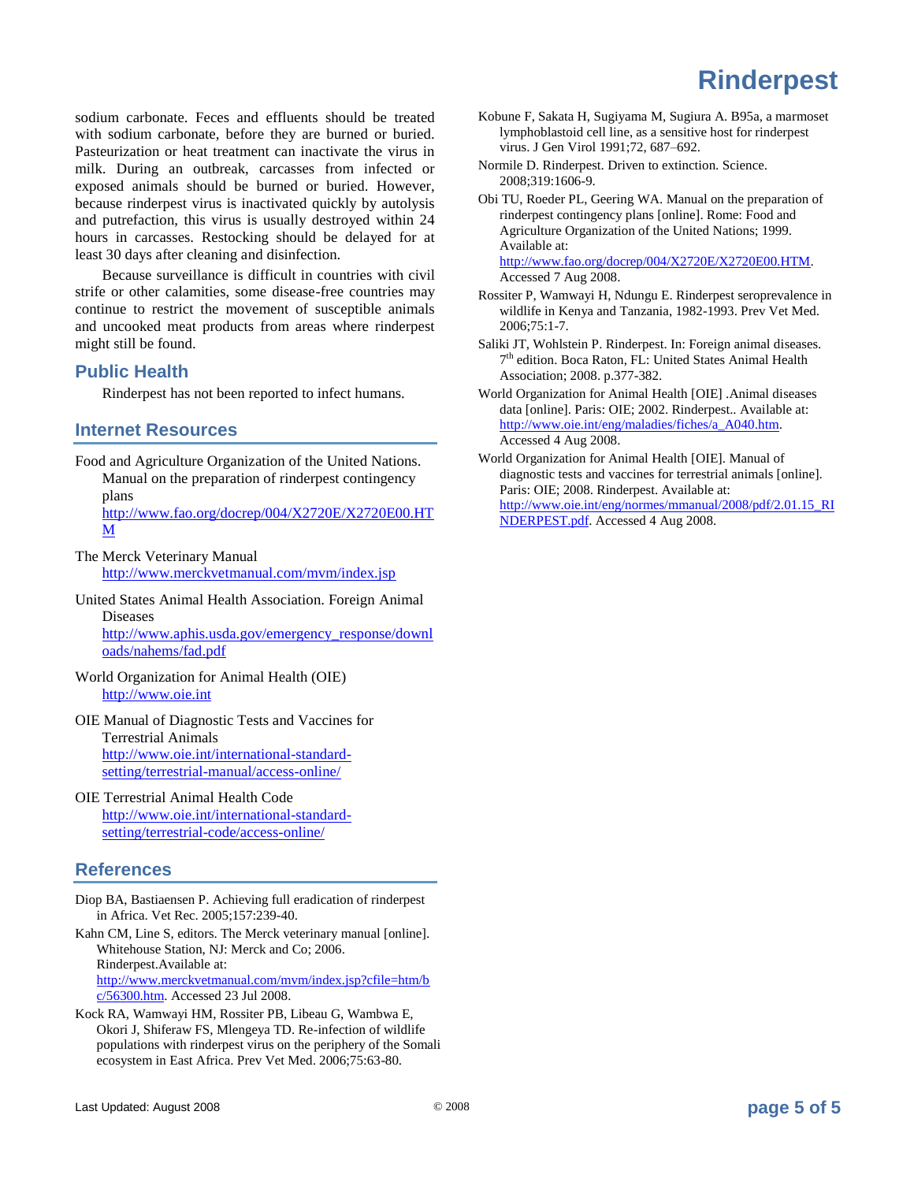sodium carbonate. Feces and effluents should be treated with sodium carbonate, before they are burned or buried. Pasteurization or heat treatment can inactivate the virus in milk. During an outbreak, carcasses from infected or exposed animals should be burned or buried. However, because rinderpest virus is inactivated quickly by autolysis and putrefaction, this virus is usually destroyed within 24 hours in carcasses. Restocking should be delayed for at least 30 days after cleaning and disinfection.

Because surveillance is difficult in countries with civil strife or other calamities, some disease-free countries may continue to restrict the movement of susceptible animals and uncooked meat products from areas where rinderpest might still be found.

## Public Health

Rinderpest has not been reported to infect humans.

## Internet Resources

Food and Agriculture Organization of the United Nations. Manual on the preparation of rinderpest contingency plans
http://www.fao.org/docrep/004/X2720E/X2720E00.HTM

The Merck Veterinary Manual
http://www.merckvetmanual.com/mvm/index.jsp

United States Animal Health Association. Foreign Animal Diseases
http://www.aphis.usda.gov/emergency_response/downloads/nahems/fad.pdf

World Organization for Animal Health (OIE)
http://www.oie.int

OIE Manual of Diagnostic Tests and Vaccines for Terrestrial Animals
http://www.oie.int/international-standard-setting/terrestrial-manual/access-online/

OIE Terrestrial Animal Health Code
http://www.oie.int/international-standard-setting/terrestrial-code/access-online/

## References

Diop BA, Bastiaensen P. Achieving full eradication of rinderpest in Africa. Vet Rec. 2005;157:239-40.

Kahn CM, Line S, editors. The Merck veterinary manual [online]. Whitehouse Station, NJ: Merck and Co; 2006. Rinderpest.Available at: http://www.merckvetmanual.com/mvm/index.jsp?cfile=htm/bc/56300.htm. Accessed 23 Jul 2008.

Kock RA, Wamwayi HM, Rossiter PB, Libeau G, Wambwa E, Okori J, Shiferaw FS, Mlengeya TD. Re-infection of wildlife populations with rinderpest virus on the periphery of the Somali ecosystem in East Africa. Prev Vet Med. 2006;75:63-80.

Kobune F, Sakata H, Sugiyama M, Sugiura A. B95a, a marmoset lymphoblastoid cell line, as a sensitive host for rinderpest virus. J Gen Virol 1991;72, 687–692.

Normile D. Rinderpest. Driven to extinction. Science. 2008;319:1606-9.

Obi TU, Roeder PL, Geering WA. Manual on the preparation of rinderpest contingency plans [online]. Rome: Food and Agriculture Organization of the United Nations; 1999. Available at: http://www.fao.org/docrep/004/X2720E/X2720E00.HTM. Accessed 7 Aug 2008.

Rossiter P, Wamwayi H, Ndungu E. Rinderpest seroprevalence in wildlife in Kenya and Tanzania, 1982-1993. Prev Vet Med. 2006;75:1-7.

Saliki JT, Wohlstein P. Rinderpest. In: Foreign animal diseases. 7th edition. Boca Raton, FL: United States Animal Health Association; 2008. p.377-382.

World Organization for Animal Health [OIE] .Animal diseases data [online]. Paris: OIE; 2002. Rinderpest.. Available at: http://www.oie.int/eng/maladies/fiches/a_A040.htm. Accessed 4 Aug 2008.

World Organization for Animal Health [OIE]. Manual of diagnostic tests and vaccines for terrestrial animals [online]. Paris: OIE; 2008. Rinderpest. Available at: http://www.oie.int/eng/normes/mmanual/2008/pdf/2.01.15_RINDERPEST.pdf. Accessed 4 Aug 2008.